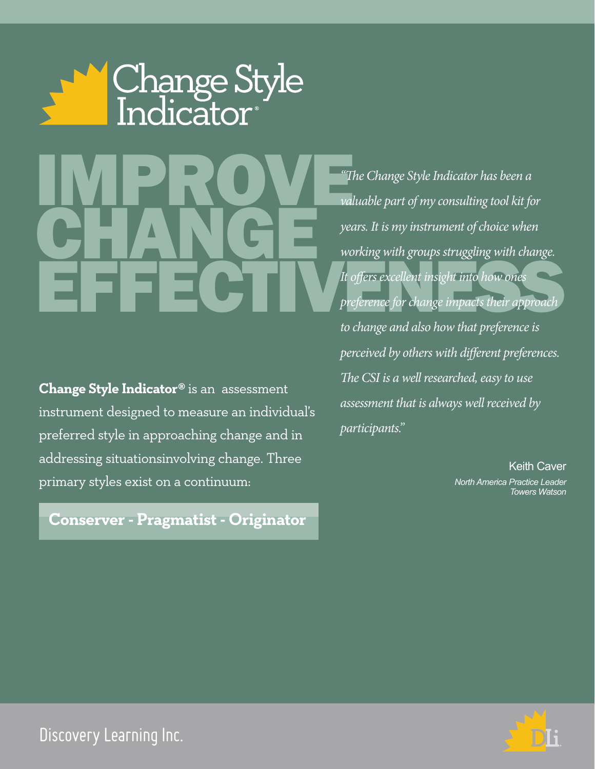# Change Style Indicator®

# IMPROVE CHANGE EFFECTIVENESS

*"The Change Style Indicator has been a valuable part of my consulting tool kit for years. It is my instrument of choice when working with groups struggling with change. It offers excellent insight into how ones preference for change impacts their approach to change and also how that preference is perceived by others with different preferences. The CSI is a well researched, easy to use assessment that is always well received by participants."*

Keith Caver
*North America Practice Leader*
*Towers Watson*

**Change Style Indicator®** is an assessment instrument designed to measure an individual's preferred style in approaching change and in addressing situationsinvolving change. Three primary styles exist on a continuum:

**Conserver - Pragmatist - Originator**

Discovery Learning Inc.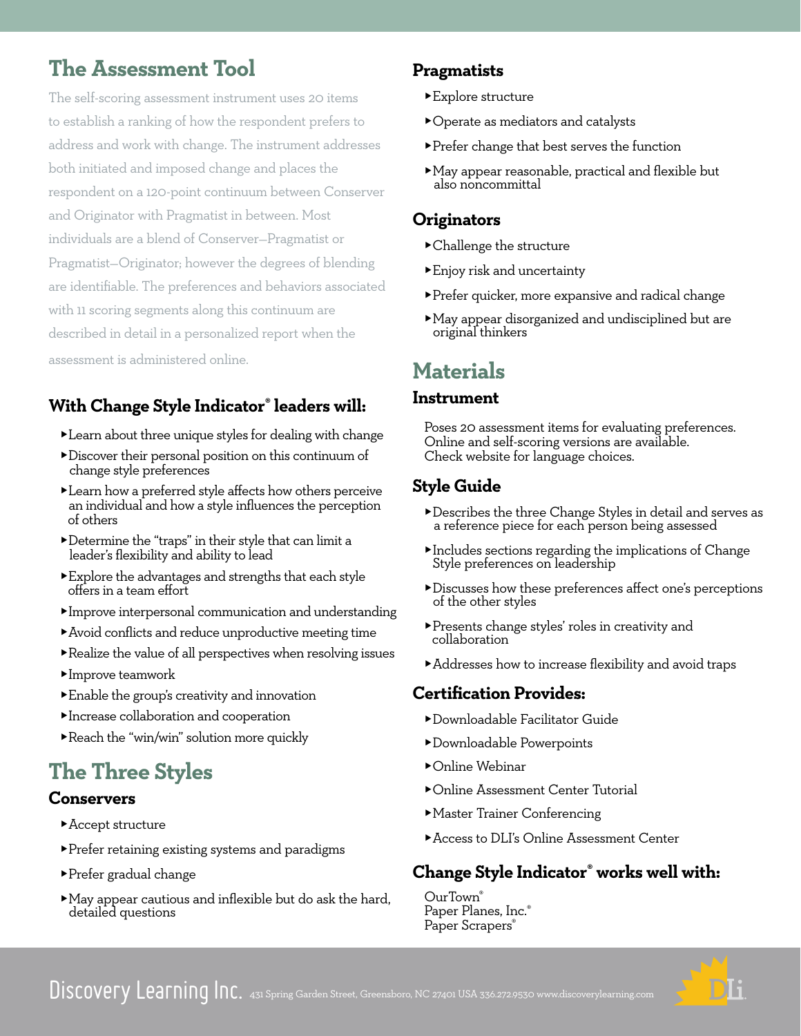## The Assessment Tool

The self-scoring assessment instrument uses 20 items to establish a ranking of how the respondent prefers to address and work with change. The instrument addresses both initiated and imposed change and places the respondent on a 120-point continuum between Conserver and Originator with Pragmatist in between. Most individuals are a blend of Conserver–Pragmatist or Pragmatist–Originator; however the degrees of blending are identifiable. The preferences and behaviors associated with 11 scoring segments along this continuum are described in detail in a personalized report when the assessment is administered online.

### With Change Style Indicator® leaders will:

- Learn about three unique styles for dealing with change
- Discover their personal position on this continuum of change style preferences
- Learn how a preferred style affects how others perceive an individual and how a style influences the perception of others
- Determine the "traps" in their style that can limit a leader's flexibility and ability to lead
- Explore the advantages and strengths that each style offers in a team effort
- Improve interpersonal communication and understanding
- Avoid conflicts and reduce unproductive meeting time
- Realize the value of all perspectives when resolving issues
- Improve teamwork
- Enable the group's creativity and innovation
- Increase collaboration and cooperation
- Reach the "win/win" solution more quickly

## The Three Styles

### Conservers

- Accept structure
- Prefer retaining existing systems and paradigms
- Prefer gradual change
- May appear cautious and inflexible but do ask the hard, detailed questions

### Pragmatists

- Explore structure
- Operate as mediators and catalysts
- Prefer change that best serves the function
- May appear reasonable, practical and flexible but also noncommittal

### Originators

- Challenge the structure
- Enjoy risk and uncertainty
- Prefer quicker, more expansive and radical change
- May appear disorganized and undisciplined but are original thinkers

## Materials

### Instrument

Poses 20 assessment items for evaluating preferences.
Online and self-scoring versions are available.
Check website for language choices.

### Style Guide

- Describes the three Change Styles in detail and serves as a reference piece for each person being assessed
- Includes sections regarding the implications of Change Style preferences on leadership
- Discusses how these preferences affect one's perceptions of the other styles
- Presents change styles' roles in creativity and collaboration
- Addresses how to increase flexibility and avoid traps

### Certification Provides:

- Downloadable Facilitator Guide
- Downloadable Powerpoints
- Online Webinar
- Online Assessment Center Tutorial
- Master Trainer Conferencing
- Access to DLI's Online Assessment Center

### Change Style Indicator® works well with:

OurTown®
Paper Planes, Inc.®
Paper Scrapers®

Discovery Learning Inc. 431 Spring Garden Street, Greensboro, NC 27401 USA 336.272.9530 www.discoverylearning.com